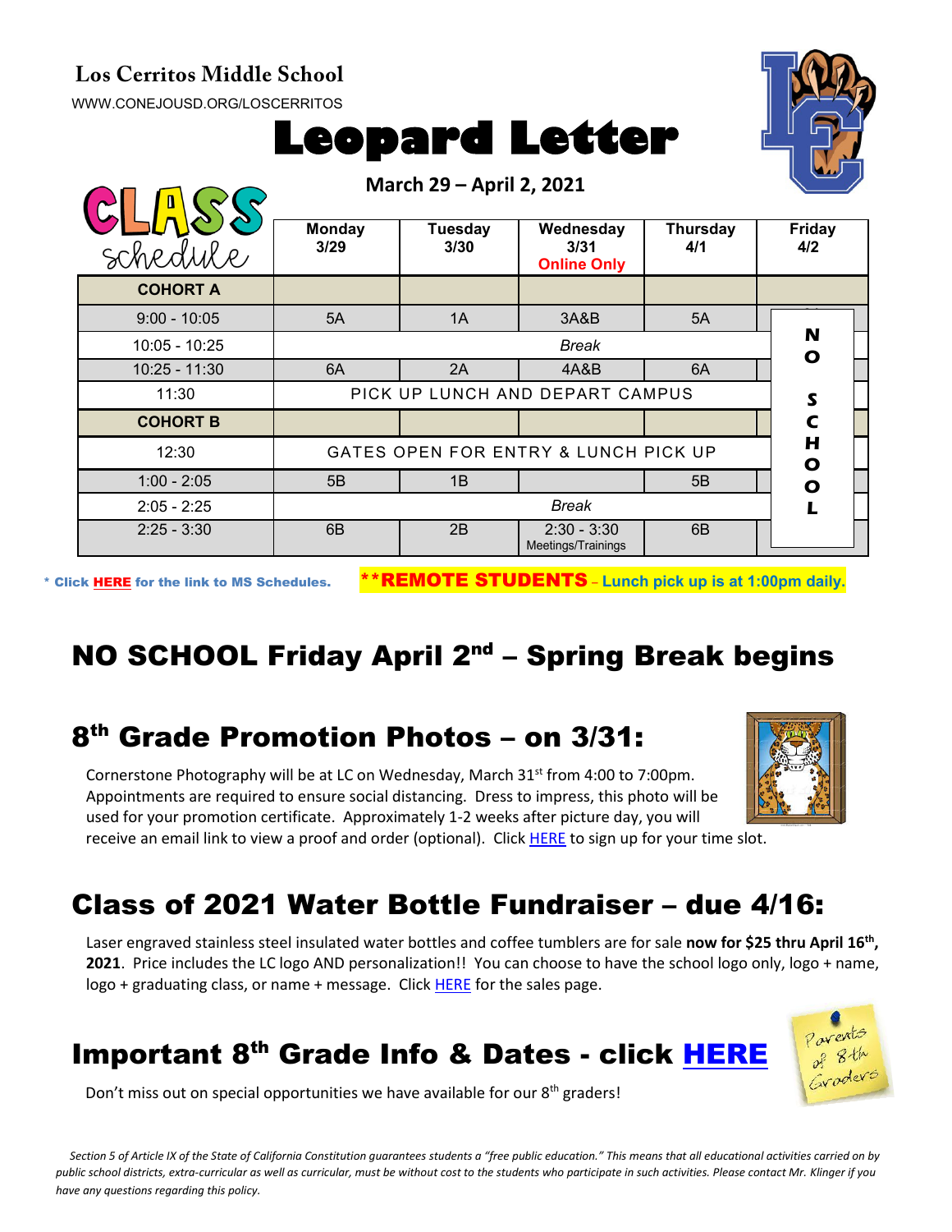Los Cerritos Middle School

WWW.CONEJOUSD.ORG/LOSCERRITOS

# Leopard Letter

**March 29 – April 2, 2021**

| CLASS schedule | Monday 3/29 | Tuesday 3/30 | Wednesday 3/31 Online Only | Thursday 4/1 | Friday 4/2 |
|---|---|---|---|---|---|
| **COHORT A** | | | | | NO SCHOOL |
| 9:00 - 10:05 | 5A | 1A | 3A&B | 5A | |
| 10:05 - 10:25 | Break | | | | |
| 10:25 - 11:30 | 6A | 2A | 4A&B | 6A | |
| 11:30 | PICK UP LUNCH AND DEPART CAMPUS | | | | |
| **COHORT B** | | | | | |
| 12:30 | GATES OPEN FOR ENTRY & LUNCH PICK UP | | | | |
| 1:00 - 2:05 | 5B | 1B | | 5B | |
| 2:05 - 2:25 | Break | | | | |
| 2:25 - 3:30 | 6B | 2B | 2:30 - 3:30 Meetings/Trainings | 6B | |

\* Click HERE for the link to MS Schedules.

**\*\*REMOTE STUDENTS – Lunch pick up is at 1:00pm daily.**

## NO SCHOOL Friday April 2nd – Spring Break begins

## 8th Grade Promotion Photos – on 3/31:

Cornerstone Photography will be at LC on Wednesday, March 31st from 4:00 to 7:00pm. Appointments are required to ensure social distancing. Dress to impress, this photo will be used for your promotion certificate. Approximately 1-2 weeks after picture day, you will receive an email link to view a proof and order (optional). Click HERE to sign up for your time slot.

## Class of 2021 Water Bottle Fundraiser – due 4/16:

Laser engraved stainless steel insulated water bottles and coffee tumblers are for sale **now for $25 thru April 16th, 2021**. Price includes the LC logo AND personalization!! You can choose to have the school logo only, logo + name, logo + graduating class, or name + message. Click HERE for the sales page.

## Important 8th Grade Info & Dates - click HERE

Don't miss out on special opportunities we have available for our 8th graders!

Parents of 8th Graders

*Section 5 of Article IX of the State of California Constitution guarantees students a "free public education." This means that all educational activities carried on by public school districts, extra-curricular as well as curricular, must be without cost to the students who participate in such activities. Please contact Mr. Klinger if you have any questions regarding this policy.*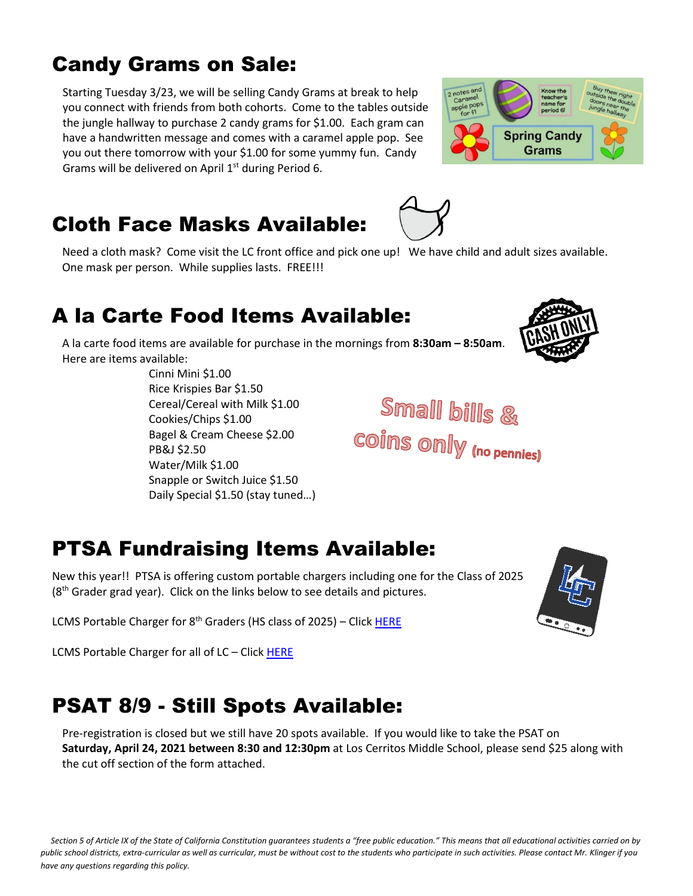## Candy Grams on Sale:

Starting Tuesday 3/23, we will be selling Candy Grams at break to help you connect with friends from both cohorts. Come to the tables outside the jungle hallway to purchase 2 candy grams for $1.00. Each gram can have a handwritten message and comes with a caramel apple pop. See you out there tomorrow with your $1.00 for some yummy fun. Candy Grams will be delivered on April 1st during Period 6.

2 notes and Caramel apple pops for $1

Know the teacher's name for period 6!

Buy them right outside the double doors near the jungle hallway

Spring Candy Grams

## Cloth Face Masks Available:

Need a cloth mask? Come visit the LC front office and pick one up! We have child and adult sizes available. One mask per person. While supplies lasts. FREE!!!

## A la Carte Food Items Available:

CASH ONLY

A la carte food items are available for purchase in the mornings from **8:30am – 8:50am**. Here are items available:

Cinni Mini $1.00
Rice Krispies Bar $1.50
Cereal/Cereal with Milk $1.00
Cookies/Chips $1.00
Bagel & Cream Cheese $2.00
PB&J $2.50
Water/Milk $1.00
Snapple or Switch Juice $1.50
Daily Special $1.50 (stay tuned…)

Small bills & coins only (no pennies)

## PTSA Fundraising Items Available:

New this year!! PTSA is offering custom portable chargers including one for the Class of 2025 (8th Grader grad year). Click on the links below to see details and pictures.

LCMS Portable Charger for 8th Graders (HS class of 2025) – Click HERE

LCMS Portable Charger for all of LC – Click HERE

## PSAT 8/9 - Still Spots Available:

Pre-registration is closed but we still have 20 spots available. If you would like to take the PSAT on **Saturday, April 24, 2021 between 8:30 and 12:30pm** at Los Cerritos Middle School, please send $25 along with the cut off section of the form attached.

*Section 5 of Article IX of the State of California Constitution guarantees students a "free public education." This means that all educational activities carried on by public school districts, extra-curricular as well as curricular, must be without cost to the students who participate in such activities. Please contact Mr. Klinger if you have any questions regarding this policy.*